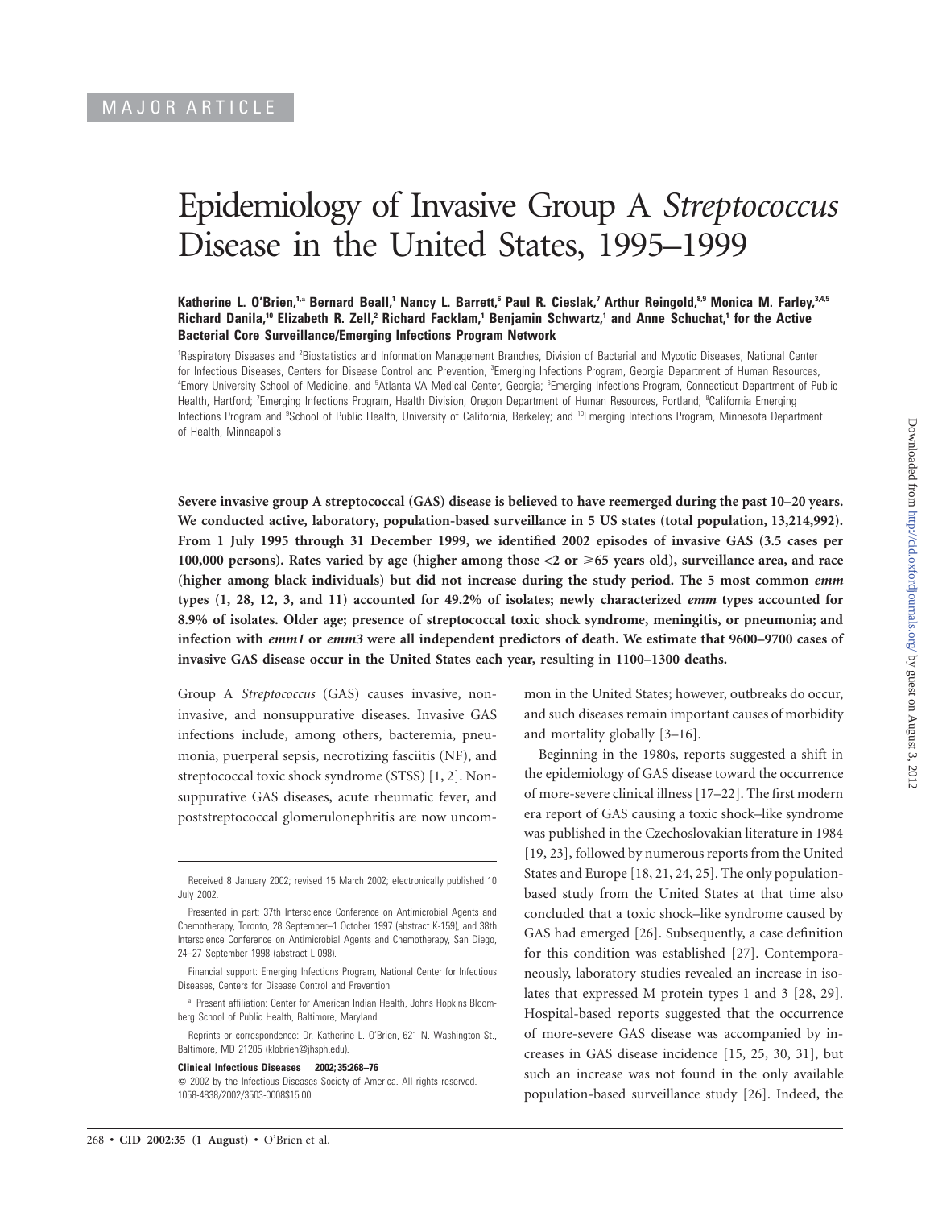MAJOR ARTICLE

# Epidemiology of Invasive Group A *Streptococcus* Disease in the United States, 1995–1999

**Katherine L. O'Brien,[1,a] Bernard Beall,[1] Nancy L. Barrett,[6] Paul R. Cieslak,[7] Arthur Reingold,[8,9] Monica M. Farley,[3,4,5] Richard Danila,[10] Elizabeth R. Zell,[2] Richard Facklam,[1] Benjamin Schwartz,[1] and Anne Schuchat,[1] for the Active Bacterial Core Surveillance/Emerging Infections Program Network**

[1]Respiratory Diseases and [2]Biostatistics and Information Management Branches, Division of Bacterial and Mycotic Diseases, National Center for Infectious Diseases, Centers for Disease Control and Prevention, [3]Emerging Infections Program, Georgia Department of Human Resources, [4]Emory University School of Medicine, and [5]Atlanta VA Medical Center, Georgia; [6]Emerging Infections Program, Connecticut Department of Public Health, Hartford; [7]Emerging Infections Program, Health Division, Oregon Department of Human Resources, Portland; [8]California Emerging Infections Program and [9]School of Public Health, University of California, Berkeley; and [10]Emerging Infections Program, Minnesota Department of Health, Minneapolis

**Severe invasive group A streptococcal (GAS) disease is believed to have reemerged during the past 10–20 years. We conducted active, laboratory, population-based surveillance in 5 US states (total population, 13,214,992). From 1 July 1995 through 31 December 1999, we identified 2002 episodes of invasive GAS (3.5 cases per 100,000 persons). Rates varied by age (higher among those <2 or ⩾65 years old), surveillance area, and race (higher among black individuals) but did not increase during the study period. The 5 most common *emm* types (1, 28, 12, 3, and 11) accounted for 49.2% of isolates; newly characterized *emm* types accounted for 8.9% of isolates. Older age; presence of streptococcal toxic shock syndrome, meningitis, or pneumonia; and infection with *emm1* or *emm3* were all independent predictors of death. We estimate that 9600–9700 cases of invasive GAS disease occur in the United States each year, resulting in 1100–1300 deaths.**

Group A *Streptococcus* (GAS) causes invasive, noninvasive, and nonsuppurative diseases. Invasive GAS infections include, among others, bacteremia, pneumonia, puerperal sepsis, necrotizing fasciitis (NF), and streptococcal toxic shock syndrome (STSS) [1, 2]. Nonsuppurative GAS diseases, acute rheumatic fever, and poststreptococcal glomerulonephritis are now uncommon in the United States; however, outbreaks do occur, and such diseases remain important causes of morbidity and mortality globally [3–16].

Beginning in the 1980s, reports suggested a shift in the epidemiology of GAS disease toward the occurrence of more-severe clinical illness [17–22]. The first modern era report of GAS causing a toxic shock–like syndrome was published in the Czechoslovakian literature in 1984 [19, 23], followed by numerous reports from the United States and Europe [18, 21, 24, 25]. The only population-based study from the United States at that time also concluded that a toxic shock–like syndrome caused by GAS had emerged [26]. Subsequently, a case definition for this condition was established [27]. Contemporaneously, laboratory studies revealed an increase in isolates that expressed M protein types 1 and 3 [28, 29]. Hospital-based reports suggested that the occurrence of more-severe GAS disease was accompanied by increases in GAS disease incidence [15, 25, 30, 31], but such an increase was not found in the only available population-based surveillance study [26]. Indeed, the

---

Received 8 January 2002; revised 15 March 2002; electronically published 10 July 2002.

Presented in part: 37th Interscience Conference on Antimicrobial Agents and Chemotherapy, Toronto, 28 September–1 October 1997 (abstract K-159), and 38th Interscience Conference on Antimicrobial Agents and Chemotherapy, San Diego, 24–27 September 1998 (abstract L-098).

Financial support: Emerging Infections Program, National Center for Infectious Diseases, Centers for Disease Control and Prevention.

[a] Present affiliation: Center for American Indian Health, Johns Hopkins Bloomberg School of Public Health, Baltimore, Maryland.

Reprints or correspondence: Dr. Katherine L. O'Brien, 621 N. Washington St., Baltimore, MD 21205 (klobrien@jhsph.edu).

**Clinical Infectious Diseases 2002; 35:268–76**
© 2002 by the Infectious Diseases Society of America. All rights reserved. 1058-4838/2002/3503-0008$15.00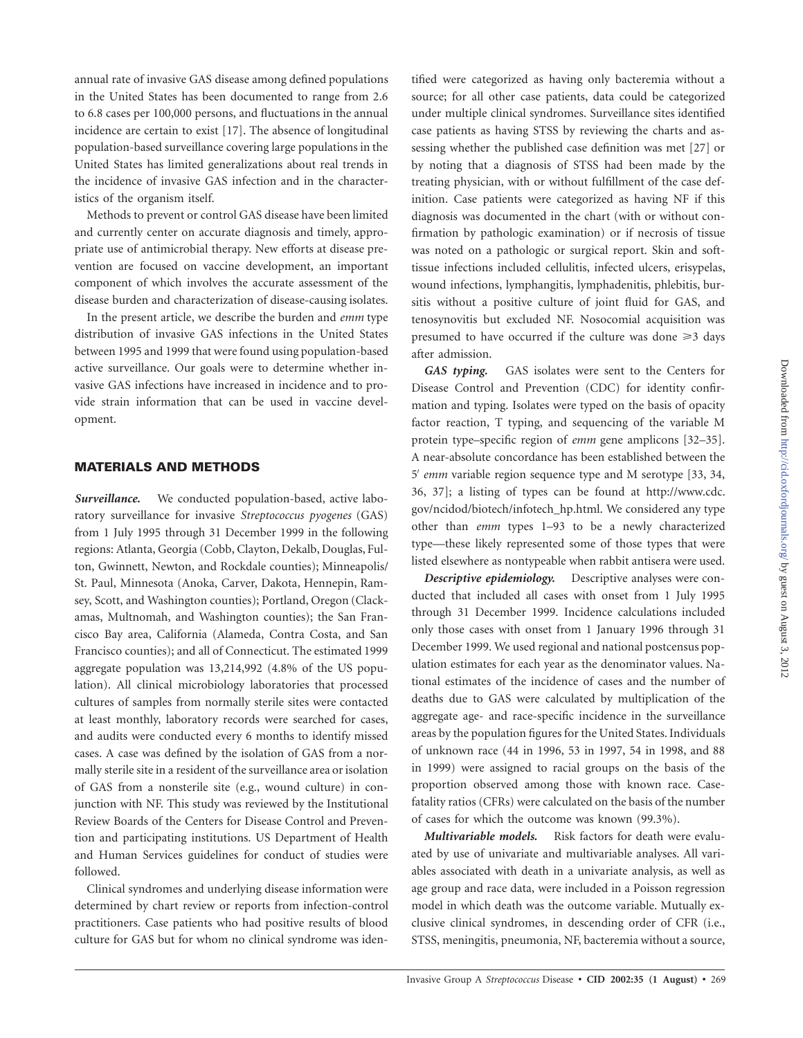annual rate of invasive GAS disease among defined populations in the United States has been documented to range from 2.6 to 6.8 cases per 100,000 persons, and fluctuations in the annual incidence are certain to exist [17]. The absence of longitudinal population-based surveillance covering large populations in the United States has limited generalizations about real trends in the incidence of invasive GAS infection and in the characteristics of the organism itself.

Methods to prevent or control GAS disease have been limited and currently center on accurate diagnosis and timely, appropriate use of antimicrobial therapy. New efforts at disease prevention are focused on vaccine development, an important component of which involves the accurate assessment of the disease burden and characterization of disease-causing isolates.

In the present article, we describe the burden and *emm* type distribution of invasive GAS infections in the United States between 1995 and 1999 that were found using population-based active surveillance. Our goals were to determine whether invasive GAS infections have increased in incidence and to provide strain information that can be used in vaccine development.

## MATERIALS AND METHODS

***Surveillance.*** We conducted population-based, active laboratory surveillance for invasive *Streptococcus pyogenes* (GAS) from 1 July 1995 through 31 December 1999 in the following regions: Atlanta, Georgia (Cobb, Clayton, Dekalb, Douglas, Fulton, Gwinnett, Newton, and Rockdale counties); Minneapolis/St. Paul, Minnesota (Anoka, Carver, Dakota, Hennepin, Ramsey, Scott, and Washington counties); Portland, Oregon (Clackamas, Multnomah, and Washington counties); the San Francisco Bay area, California (Alameda, Contra Costa, and San Francisco counties); and all of Connecticut. The estimated 1999 aggregate population was 13,214,992 (4.8% of the US population). All clinical microbiology laboratories that processed cultures of samples from normally sterile sites were contacted at least monthly, laboratory records were searched for cases, and audits were conducted every 6 months to identify missed cases. A case was defined by the isolation of GAS from a normally sterile site in a resident of the surveillance area or isolation of GAS from a nonsterile site (e.g., wound culture) in conjunction with NF. This study was reviewed by the Institutional Review Boards of the Centers for Disease Control and Prevention and participating institutions. US Department of Health and Human Services guidelines for conduct of studies were followed.

Clinical syndromes and underlying disease information were determined by chart review or reports from infection-control practitioners. Case patients who had positive results of blood culture for GAS but for whom no clinical syndrome was identified were categorized as having only bacteremia without a source; for all other case patients, data could be categorized under multiple clinical syndromes. Surveillance sites identified case patients as having STSS by reviewing the charts and assessing whether the published case definition was met [27] or by noting that a diagnosis of STSS had been made by the treating physician, with or without fulfillment of the case definition. Case patients were categorized as having NF if this diagnosis was documented in the chart (with or without confirmation by pathologic examination) or if necrosis of tissue was noted on a pathologic or surgical report. Skin and soft-tissue infections included cellulitis, infected ulcers, erisypelas, wound infections, lymphangitis, lymphadenitis, phlebitis, bursitis without a positive culture of joint fluid for GAS, and tenosynovitis but excluded NF. Nosocomial acquisition was presumed to have occurred if the culture was done ⩾3 days after admission.

***GAS typing.*** GAS isolates were sent to the Centers for Disease Control and Prevention (CDC) for identity confirmation and typing. Isolates were typed on the basis of opacity factor reaction, T typing, and sequencing of the variable M protein type–specific region of *emm* gene amplicons [32–35]. A near-absolute concordance has been established between the 5′ *emm* variable region sequence type and M serotype [33, 34, 36, 37]; a listing of types can be found at http://www.cdc.gov/ncidod/biotech/infotech_hp.html. We considered any type other than *emm* types 1–93 to be a newly characterized type—these likely represented some of those types that were listed elsewhere as nontypeable when rabbit antisera were used.

***Descriptive epidemiology.*** Descriptive analyses were conducted that included all cases with onset from 1 July 1995 through 31 December 1999. Incidence calculations included only those cases with onset from 1 January 1996 through 31 December 1999. We used regional and national postcensus population estimates for each year as the denominator values. National estimates of the incidence of cases and the number of deaths due to GAS were calculated by multiplication of the aggregate age- and race-specific incidence in the surveillance areas by the population figures for the United States. Individuals of unknown race (44 in 1996, 53 in 1997, 54 in 1998, and 88 in 1999) were assigned to racial groups on the basis of the proportion observed among those with known race. Case-fatality ratios (CFRs) were calculated on the basis of the number of cases for which the outcome was known (99.3%).

***Multivariable models.*** Risk factors for death were evaluated by use of univariate and multivariable analyses. All variables associated with death in a univariate analysis, as well as age group and race data, were included in a Poisson regression model in which death was the outcome variable. Mutually exclusive clinical syndromes, in descending order of CFR (i.e., STSS, meningitis, pneumonia, NF, bacteremia without a source,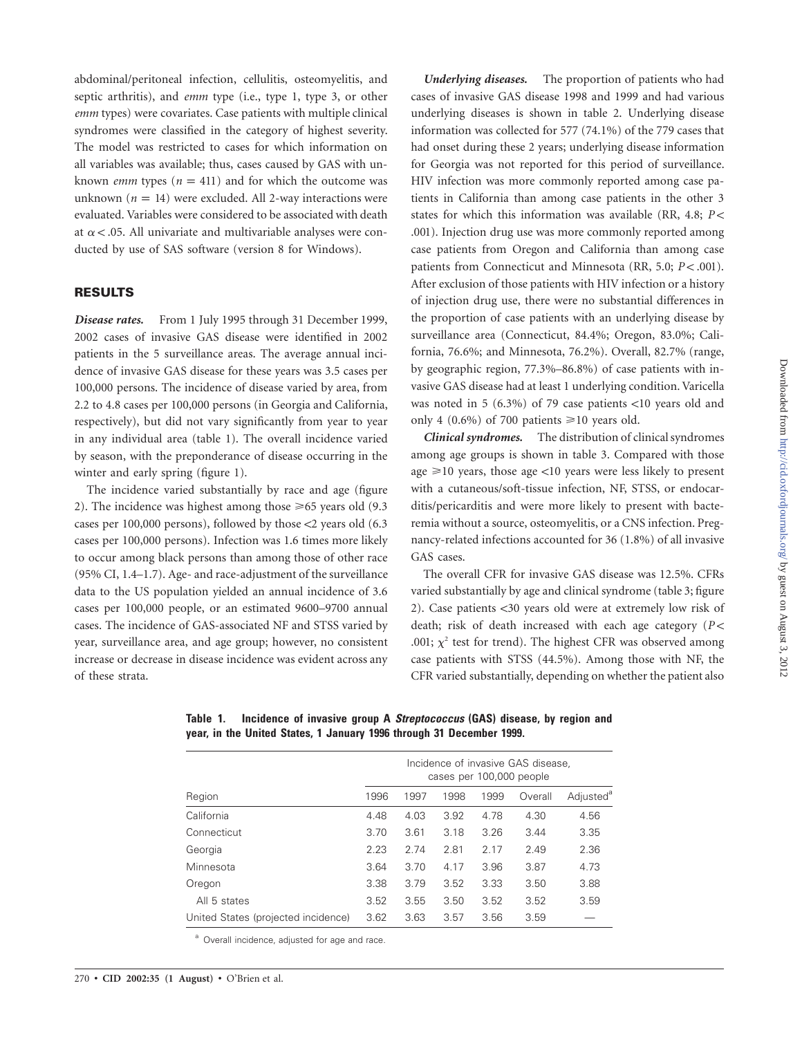abdominal/peritoneal infection, cellulitis, osteomyelitis, and septic arthritis), and *emm* type (i.e., type 1, type 3, or other *emm* types) were covariates. Case patients with multiple clinical syndromes were classified in the category of highest severity. The model was restricted to cases for which information on all variables was available; thus, cases caused by GAS with unknown *emm* types ($n = 411$) and for which the outcome was unknown ($n = 14$) were excluded. All 2-way interactions were evaluated. Variables were considered to be associated with death at $\alpha < .05$. All univariate and multivariable analyses were conducted by use of SAS software (version 8 for Windows).

## RESULTS

***Disease rates.*** From 1 July 1995 through 31 December 1999, 2002 cases of invasive GAS disease were identified in 2002 patients in the 5 surveillance areas. The average annual incidence of invasive GAS disease for these years was 3.5 cases per 100,000 persons. The incidence of disease varied by area, from 2.2 to 4.8 cases per 100,000 persons (in Georgia and California, respectively), but did not vary significantly from year to year in any individual area (table 1). The overall incidence varied by season, with the preponderance of disease occurring in the winter and early spring (figure 1).

The incidence varied substantially by race and age (figure 2). The incidence was highest among those ⩾65 years old (9.3 cases per 100,000 persons), followed by those <2 years old (6.3 cases per 100,000 persons). Infection was 1.6 times more likely to occur among black persons than among those of other race (95% CI, 1.4–1.7). Age- and race-adjustment of the surveillance data to the US population yielded an annual incidence of 3.6 cases per 100,000 people, or an estimated 9600–9700 annual cases. The incidence of GAS-associated NF and STSS varied by year, surveillance area, and age group; however, no consistent increase or decrease in disease incidence was evident across any of these strata.

***Underlying diseases.*** The proportion of patients who had cases of invasive GAS disease 1998 and 1999 and had various underlying diseases is shown in table 2. Underlying disease information was collected for 577 (74.1%) of the 779 cases that had onset during these 2 years; underlying disease information for Georgia was not reported for this period of surveillance. HIV infection was more commonly reported among case patients in California than among case patients in the other 3 states for which this information was available (RR, 4.8; $P < .001$). Injection drug use was more commonly reported among case patients from Oregon and California than among case patients from Connecticut and Minnesota (RR, 5.0; $P < .001$). After exclusion of those patients with HIV infection or a history of injection drug use, there were no substantial differences in the proportion of case patients with an underlying disease by surveillance area (Connecticut, 84.4%; Oregon, 83.0%; California, 76.6%; and Minnesota, 76.2%). Overall, 82.7% (range, by geographic region, 77.3%–86.8%) of case patients with invasive GAS disease had at least 1 underlying condition. Varicella was noted in 5 (6.3%) of 79 case patients <10 years old and only 4 (0.6%) of 700 patients ⩾10 years old.

***Clinical syndromes.*** The distribution of clinical syndromes among age groups is shown in table 3. Compared with those age ⩾10 years, those age <10 years were less likely to present with a cutaneous/soft-tissue infection, NF, STSS, or endocarditis/pericarditis and were more likely to present with bacteremia without a source, osteomyelitis, or a CNS infection. Pregnancy-related infections accounted for 36 (1.8%) of all invasive GAS cases.

The overall CFR for invasive GAS disease was 12.5%. CFRs varied substantially by age and clinical syndrome (table 3; figure 2). Case patients <30 years old were at extremely low risk of death; risk of death increased with each age category ($P < .001$; $\chi^2$ test for trend). The highest CFR was observed among case patients with STSS (44.5%). Among those with NF, the CFR varied substantially, depending on whether the patient also

**Table 1. Incidence of invasive group A *Streptococcus* (GAS) disease, by region and year, in the United States, 1 January 1996 through 31 December 1999.**

| Region | Incidence of invasive GAS disease, cases per 100,000 people | | | | | |
|---|---|---|---|---|---|---|
| | 1996 | 1997 | 1998 | 1999 | Overall | Adjusted[a] |
| California | 4.48 | 4.03 | 3.92 | 4.78 | 4.30 | 4.56 |
| Connecticut | 3.70 | 3.61 | 3.18 | 3.26 | 3.44 | 3.35 |
| Georgia | 2.23 | 2.74 | 2.81 | 2.17 | 2.49 | 2.36 |
| Minnesota | 3.64 | 3.70 | 4.17 | 3.96 | 3.87 | 4.73 |
| Oregon | 3.38 | 3.79 | 3.52 | 3.33 | 3.50 | 3.88 |
| All 5 states | 3.52 | 3.55 | 3.50 | 3.52 | 3.52 | 3.59 |
| United States (projected incidence) | 3.62 | 3.63 | 3.57 | 3.56 | 3.59 | — |

[a] Overall incidence, adjusted for age and race.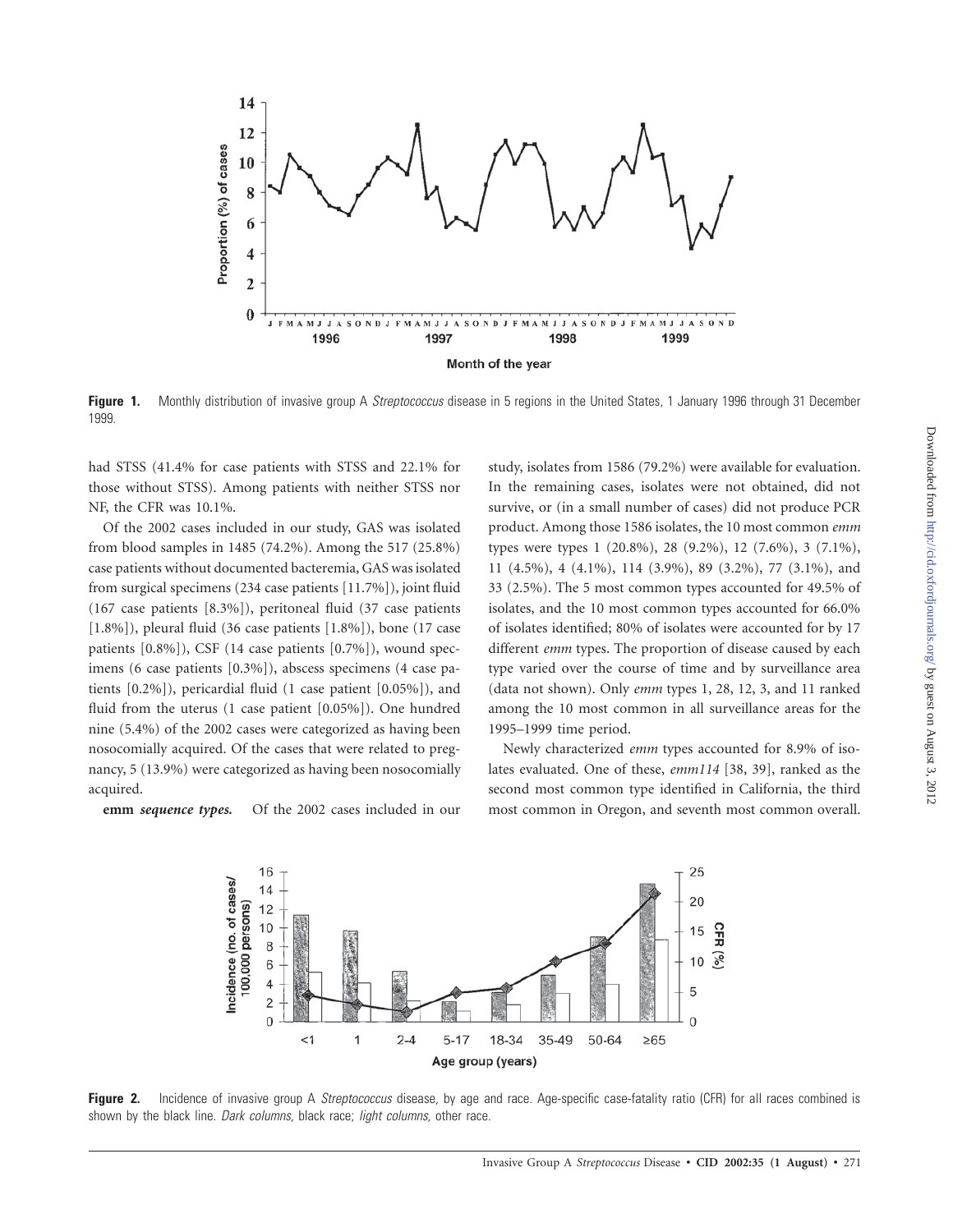Figure 1. Monthly distribution of invasive group A *Streptococcus* disease in 5 regions in the United States, 1 January 1996 through 31 December 1999.

had STSS (41.4% for case patients with STSS and 22.1% for those without STSS). Among patients with neither STSS nor NF, the CFR was 10.1%.

Of the 2002 cases included in our study, GAS was isolated from blood samples in 1485 (74.2%). Among the 517 (25.8%) case patients without documented bacteremia, GAS was isolated from surgical specimens (234 case patients [11.7%]), joint fluid (167 case patients [8.3%]), peritoneal fluid (37 case patients [1.8%]), pleural fluid (36 case patients [1.8%]), bone (17 case patients [0.8%]), CSF (14 case patients [0.7%]), wound specimens (6 case patients [0.3%]), abscess specimens (4 case patients [0.2%]), pericardial fluid (1 case patient [0.05%]), and fluid from the uterus (1 case patient [0.05%]). One hundred nine (5.4%) of the 2002 cases were categorized as having been nosocomially acquired. Of the cases that were related to pregnancy, 5 (13.9%) were categorized as having been nosocomially acquired.

**emm *sequence types.*** Of the 2002 cases included in our study, isolates from 1586 (79.2%) were available for evaluation. In the remaining cases, isolates were not obtained, did not survive, or (in a small number of cases) did not produce PCR product. Among those 1586 isolates, the 10 most common *emm* types were types 1 (20.8%), 28 (9.2%), 12 (7.6%), 3 (7.1%), 11 (4.5%), 4 (4.1%), 114 (3.9%), 89 (3.2%), 77 (3.1%), and 33 (2.5%). The 5 most common types accounted for 49.5% of isolates, and the 10 most common types accounted for 66.0% of isolates identified; 80% of isolates were accounted for by 17 different *emm* types. The proportion of disease caused by each type varied over the course of time and by surveillance area (data not shown). Only *emm* types 1, 28, 12, 3, and 11 ranked among the 10 most common in all surveillance areas for the 1995–1999 time period.

Newly characterized *emm* types accounted for 8.9% of isolates evaluated. One of these, *emm114* [38, 39], ranked as the second most common type identified in California, the third most common in Oregon, and seventh most common overall.

Figure 2. Incidence of invasive group A *Streptococcus* disease, by age and race. Age-specific case-fatality ratio (CFR) for all races combined is shown by the black line. *Dark columns,* black race; *light columns,* other race.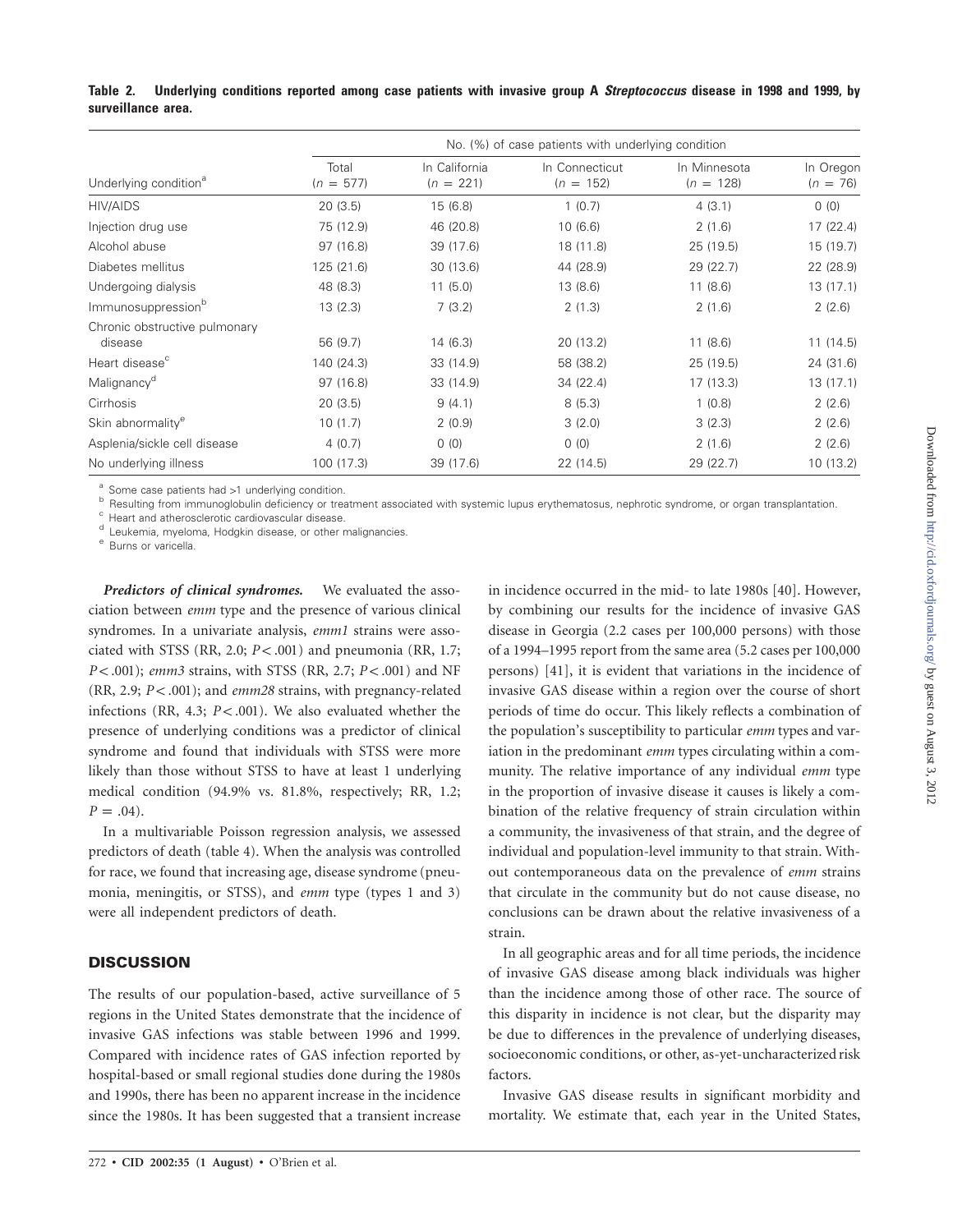**Table 2. Underlying conditions reported among case patients with invasive group A *Streptococcus* disease in 1998 and 1999, by surveillance area.**

| Underlying condition[a] | No. (%) of case patients with underlying condition | | | | |
|---|---|---|---|---|---|
| | Total ($n$ = 577) | In California ($n$ = 221) | In Connecticut ($n$ = 152) | In Minnesota ($n$ = 128) | In Oregon ($n$ = 76) |
| HIV/AIDS | 20 (3.5) | 15 (6.8) | 1 (0.7) | 4 (3.1) | 0 (0) |
| Injection drug use | 75 (12.9) | 46 (20.8) | 10 (6.6) | 2 (1.6) | 17 (22.4) |
| Alcohol abuse | 97 (16.8) | 39 (17.6) | 18 (11.8) | 25 (19.5) | 15 (19.7) |
| Diabetes mellitus | 125 (21.6) | 30 (13.6) | 44 (28.9) | 29 (22.7) | 22 (28.9) |
| Undergoing dialysis | 48 (8.3) | 11 (5.0) | 13 (8.6) | 11 (8.6) | 13 (17.1) |
| Immunosuppression[b] | 13 (2.3) | 7 (3.2) | 2 (1.3) | 2 (1.6) | 2 (2.6) |
| Chronic obstructive pulmonary disease | 56 (9.7) | 14 (6.3) | 20 (13.2) | 11 (8.6) | 11 (14.5) |
| Heart disease[c] | 140 (24.3) | 33 (14.9) | 58 (38.2) | 25 (19.5) | 24 (31.6) |
| Malignancy[d] | 97 (16.8) | 33 (14.9) | 34 (22.4) | 17 (13.3) | 13 (17.1) |
| Cirrhosis | 20 (3.5) | 9 (4.1) | 8 (5.3) | 1 (0.8) | 2 (2.6) |
| Skin abnormality[e] | 10 (1.7) | 2 (0.9) | 3 (2.0) | 3 (2.3) | 2 (2.6) |
| Asplenia/sickle cell disease | 4 (0.7) | 0 (0) | 0 (0) | 2 (1.6) | 2 (2.6) |
| No underlying illness | 100 (17.3) | 39 (17.6) | 22 (14.5) | 29 (22.7) | 10 (13.2) |

[a] Some case patients had >1 underlying condition.
[b] Resulting from immunoglobulin deficiency or treatment associated with systemic lupus erythematosus, nephrotic syndrome, or organ transplantation.
[c] Heart and atherosclerotic cardiovascular disease.
[d] Leukemia, myeloma, Hodgkin disease, or other malignancies.
[e] Burns or varicella.

***Predictors of clinical syndromes.*** We evaluated the association between *emm* type and the presence of various clinical syndromes. In a univariate analysis, *emm1* strains were associated with STSS (RR, 2.0; $P < .001$) and pneumonia (RR, 1.7; $P < .001$); *emm3* strains, with STSS (RR, 2.7; $P < .001$) and NF (RR, 2.9; $P < .001$); and *emm28* strains, with pregnancy-related infections (RR, 4.3; $P < .001$). We also evaluated whether the presence of underlying conditions was a predictor of clinical syndrome and found that individuals with STSS were more likely than those without STSS to have at least 1 underlying medical condition (94.9% vs. 81.8%, respectively; RR, 1.2; $P = .04$).

In a multivariable Poisson regression analysis, we assessed predictors of death (table 4). When the analysis was controlled for race, we found that increasing age, disease syndrome (pneumonia, meningitis, or STSS), and *emm* type (types 1 and 3) were all independent predictors of death.

## DISCUSSION

The results of our population-based, active surveillance of 5 regions in the United States demonstrate that the incidence of invasive GAS infections was stable between 1996 and 1999. Compared with incidence rates of GAS infection reported by hospital-based or small regional studies done during the 1980s and 1990s, there has been no apparent increase in the incidence since the 1980s. It has been suggested that a transient increase in incidence occurred in the mid- to late 1980s [40]. However, by combining our results for the incidence of invasive GAS disease in Georgia (2.2 cases per 100,000 persons) with those of a 1994–1995 report from the same area (5.2 cases per 100,000 persons) [41], it is evident that variations in the incidence of invasive GAS disease within a region over the course of short periods of time do occur. This likely reflects a combination of the population's susceptibility to particular *emm* types and variation in the predominant *emm* types circulating within a community. The relative importance of any individual *emm* type in the proportion of invasive disease it causes is likely a combination of the relative frequency of strain circulation within a community, the invasiveness of that strain, and the degree of individual and population-level immunity to that strain. Without contemporaneous data on the prevalence of *emm* strains that circulate in the community but do not cause disease, no conclusions can be drawn about the relative invasiveness of a strain.

In all geographic areas and for all time periods, the incidence of invasive GAS disease among black individuals was higher than the incidence among those of other race. The source of this disparity in incidence is not clear, but the disparity may be due to differences in the prevalence of underlying diseases, socioeconomic conditions, or other, as-yet-uncharacterized risk factors.

Invasive GAS disease results in significant morbidity and mortality. We estimate that, each year in the United States,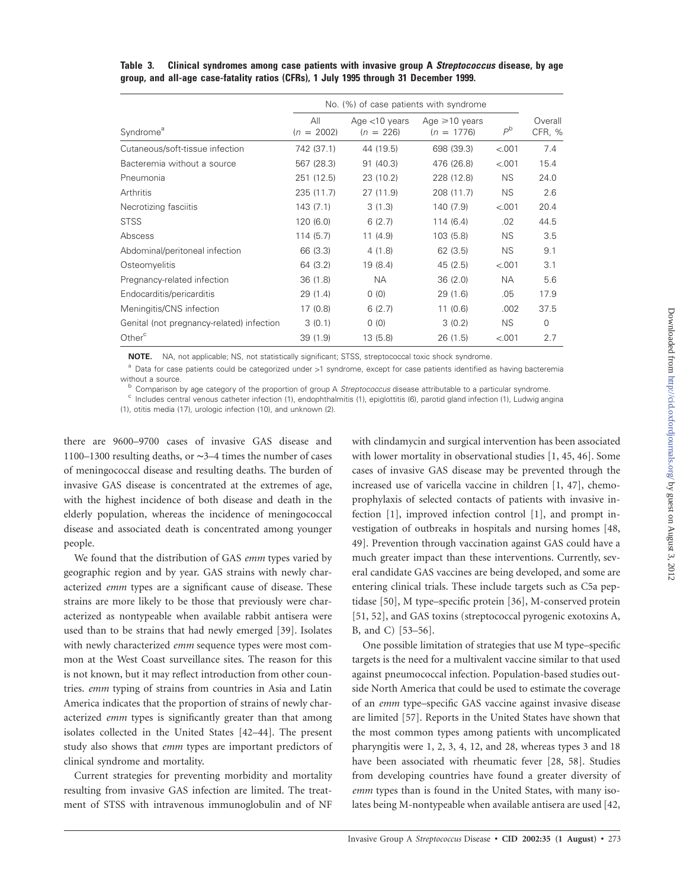**Table 3. Clinical syndromes among case patients with invasive group A *Streptococcus* disease, by age group, and all-age case-fatality ratios (CFRs), 1 July 1995 through 31 December 1999.**

| Syndrome[a] | No. (%) of case patients with syndrome: All ($n$ = 2002) | Age <10 years ($n$ = 226) | Age ⩾10 years ($n$ = 1776) | $P$[b] | Overall CFR, % |
|---|---|---|---|---|---|
| Cutaneous/soft-tissue infection | 742 (37.1) | 44 (19.5) | 698 (39.3) | <.001 | 7.4 |
| Bacteremia without a source | 567 (28.3) | 91 (40.3) | 476 (26.8) | <.001 | 15.4 |
| Pneumonia | 251 (12.5) | 23 (10.2) | 228 (12.8) | NS | 24.0 |
| Arthritis | 235 (11.7) | 27 (11.9) | 208 (11.7) | NS | 2.6 |
| Necrotizing fasciitis | 143 (7.1) | 3 (1.3) | 140 (7.9) | <.001 | 20.4 |
| STSS | 120 (6.0) | 6 (2.7) | 114 (6.4) | .02 | 44.5 |
| Abscess | 114 (5.7) | 11 (4.9) | 103 (5.8) | NS | 3.5 |
| Abdominal/peritoneal infection | 66 (3.3) | 4 (1.8) | 62 (3.5) | NS | 9.1 |
| Osteomyelitis | 64 (3.2) | 19 (8.4) | 45 (2.5) | <.001 | 3.1 |
| Pregnancy-related infection | 36 (1.8) | NA | 36 (2.0) | NA | 5.6 |
| Endocarditis/pericarditis | 29 (1.4) | 0 (0) | 29 (1.6) | .05 | 17.9 |
| Meningitis/CNS infection | 17 (0.8) | 6 (2.7) | 11 (0.6) | .002 | 37.5 |
| Genital (not pregnancy-related) infection | 3 (0.1) | 0 (0) | 3 (0.2) | NS | 0 |
| Other[c] | 39 (1.9) | 13 (5.8) | 26 (1.5) | <.001 | 2.7 |

**NOTE.** NA, not applicable; NS, not statistically significant; STSS, streptococcal toxic shock syndrome.

[a] Data for case patients could be categorized under >1 syndrome, except for case patients identified as having bacteremia without a source.

[b] Comparison by age category of the proportion of group A *Streptococcus* disease attributable to a particular syndrome.

[c] Includes central venous catheter infection (1), endophthalmitis (1), epiglottitis (6), parotid gland infection (1), Ludwig angina (1), otitis media (17), urologic infection (10), and unknown (2).

there are 9600–9700 cases of invasive GAS disease and 1100–1300 resulting deaths, or ∼3–4 times the number of cases of meningococcal disease and resulting deaths. The burden of invasive GAS disease is concentrated at the extremes of age, with the highest incidence of both disease and death in the elderly population, whereas the incidence of meningococcal disease and associated death is concentrated among younger people.

We found that the distribution of GAS *emm* types varied by geographic region and by year. GAS strains with newly characterized *emm* types are a significant cause of disease. These strains are more likely to be those that previously were characterized as nontypeable when available rabbit antisera were used than to be strains that had newly emerged [39]. Isolates with newly characterized *emm* sequence types were most common at the West Coast surveillance sites. The reason for this is not known, but it may reflect introduction from other countries. *emm* typing of strains from countries in Asia and Latin America indicates that the proportion of strains of newly characterized *emm* types is significantly greater than that among isolates collected in the United States [42–44]. The present study also shows that *emm* types are important predictors of clinical syndrome and mortality.

Current strategies for preventing morbidity and mortality resulting from invasive GAS infection are limited. The treatment of STSS with intravenous immunoglobulin and of NF with clindamycin and surgical intervention has been associated with lower mortality in observational studies [1, 45, 46]. Some cases of invasive GAS disease may be prevented through the increased use of varicella vaccine in children [1, 47], chemoprophylaxis of selected contacts of patients with invasive infection [1], improved infection control [1], and prompt investigation of outbreaks in hospitals and nursing homes [48, 49]. Prevention through vaccination against GAS could have a much greater impact than these interventions. Currently, several candidate GAS vaccines are being developed, and some are entering clinical trials. These include targets such as C5a peptidase [50], M type–specific protein [36], M-conserved protein [51, 52], and GAS toxins (streptococcal pyrogenic exotoxins A, B, and C) [53–56].

One possible limitation of strategies that use M type–specific targets is the need for a multivalent vaccine similar to that used against pneumococcal infection. Population-based studies outside North America that could be used to estimate the coverage of an *emm* type–specific GAS vaccine against invasive disease are limited [57]. Reports in the United States have shown that the most common types among patients with uncomplicated pharyngitis were 1, 2, 3, 4, 12, and 28, whereas types 3 and 18 have been associated with rheumatic fever [28, 58]. Studies from developing countries have found a greater diversity of *emm* types than is found in the United States, with many isolates being M-nontypeable when available antisera are used [42,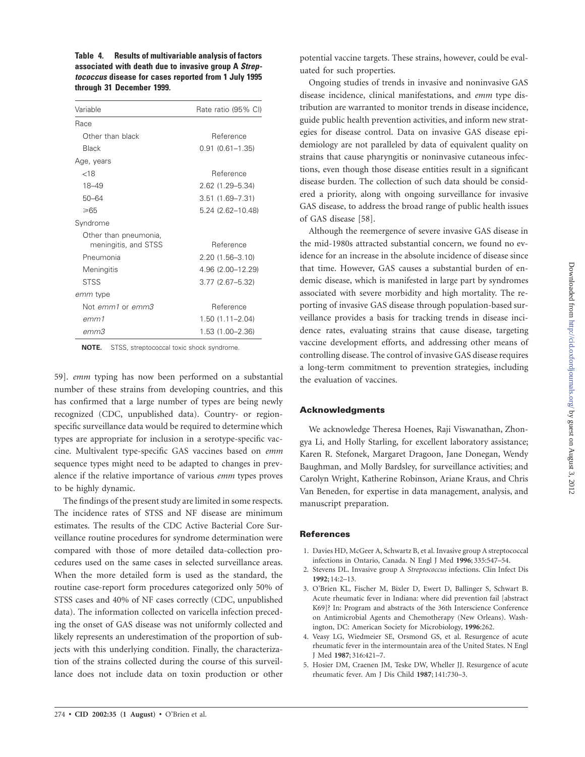**Table 4. Results of multivariable analysis of factors associated with death due to invasive group A *Streptococcus* disease for cases reported from 1 July 1995 through 31 December 1999.**

| Variable | Rate ratio (95% CI) |
|---|---|
| Race | |
| Other than black | Reference |
| Black | 0.91 (0.61–1.35) |
| Age, years | |
| <18 | Reference |
| 18–49 | 2.62 (1.29–5.34) |
| 50–64 | 3.51 (1.69–7.31) |
| ⩾65 | 5.24 (2.62–10.48) |
| Syndrome | |
| Other than pneumonia, meningitis, and STSS | Reference |
| Pneumonia | 2.20 (1.56–3.10) |
| Meningitis | 4.96 (2.00–12.29) |
| STSS | 3.77 (2.67–5.32) |
| *emm* type | |
| Not *emm1* or *emm3* | Reference |
| *emm1* | 1.50 (1.11–2.04) |
| *emm3* | 1.53 (1.00–2.36) |

**NOTE.** STSS, streptococcal toxic shock syndrome.

59]. *emm* typing has now been performed on a substantial number of these strains from developing countries, and this has confirmed that a large number of types are being newly recognized (CDC, unpublished data). Country- or region-specific surveillance data would be required to determine which types are appropriate for inclusion in a serotype-specific vaccine. Multivalent type-specific GAS vaccines based on *emm* sequence types might need to be adapted to changes in prevalence if the relative importance of various *emm* types proves to be highly dynamic.

The findings of the present study are limited in some respects. The incidence rates of STSS and NF disease are minimum estimates. The results of the CDC Active Bacterial Core Surveillance routine procedures for syndrome determination were compared with those of more detailed data-collection procedures used on the same cases in selected surveillance areas. When the more detailed form is used as the standard, the routine case-report form procedures categorized only 50% of STSS cases and 40% of NF cases correctly (CDC, unpublished data). The information collected on varicella infection preceding the onset of GAS disease was not uniformly collected and likely represents an underestimation of the proportion of subjects with this underlying condition. Finally, the characterization of the strains collected during the course of this surveillance does not include data on toxin production or other potential vaccine targets. These strains, however, could be evaluated for such properties.

Ongoing studies of trends in invasive and noninvasive GAS disease incidence, clinical manifestations, and *emm* type distribution are warranted to monitor trends in disease incidence, guide public health prevention activities, and inform new strategies for disease control. Data on invasive GAS disease epidemiology are not paralleled by data of equivalent quality on strains that cause pharyngitis or noninvasive cutaneous infections, even though those disease entities result in a significant disease burden. The collection of such data should be considered a priority, along with ongoing surveillance for invasive GAS disease, to address the broad range of public health issues of GAS disease [58].

Although the reemergence of severe invasive GAS disease in the mid-1980s attracted substantial concern, we found no evidence for an increase in the absolute incidence of disease since that time. However, GAS causes a substantial burden of endemic disease, which is manifested in large part by syndromes associated with severe morbidity and high mortality. The reporting of invasive GAS disease through population-based surveillance provides a basis for tracking trends in disease incidence rates, evaluating strains that cause disease, targeting vaccine development efforts, and addressing other means of controlling disease. The control of invasive GAS disease requires a long-term commitment to prevention strategies, including the evaluation of vaccines.

## Acknowledgments

We acknowledge Theresa Hoenes, Raji Viswanathan, Zhongya Li, and Holly Starling, for excellent laboratory assistance; Karen R. Stefonek, Margaret Dragoon, Jane Donegan, Wendy Baughman, and Molly Bardsley, for surveillance activities; and Carolyn Wright, Katherine Robinson, Ariane Kraus, and Chris Van Beneden, for expertise in data management, analysis, and manuscript preparation.

## References

1. Davies HD, McGeer A, Schwartz B, et al. Invasive group A streptococcal infections in Ontario, Canada. N Engl J Med **1996**; 335:547–54.
2. Stevens DL. Invasive group A *Streptococcus* infections. Clin Infect Dis **1992**; 14:2–13.
3. O'Brien KL, Fischer M, Bixler D, Ewert D, Ballinger S, Schwart B. Acute rheumatic fever in Indiana: where did prevention fail [abstract K69]? In: Program and abstracts of the 36th Interscience Conference on Antimicrobial Agents and Chemotherapy (New Orleans). Washington, DC: American Society for Microbiology, **1996**:262.
4. Veasy LG, Wiedmeier SE, Orsmond GS, et al. Resurgence of acute rheumatic fever in the intermountain area of the United States. N Engl J Med **1987**; 316:421–7.
5. Hosier DM, Craenen JM, Teske DW, Wheller JJ. Resurgence of acute rheumatic fever. Am J Dis Child **1987**; 141:730–3.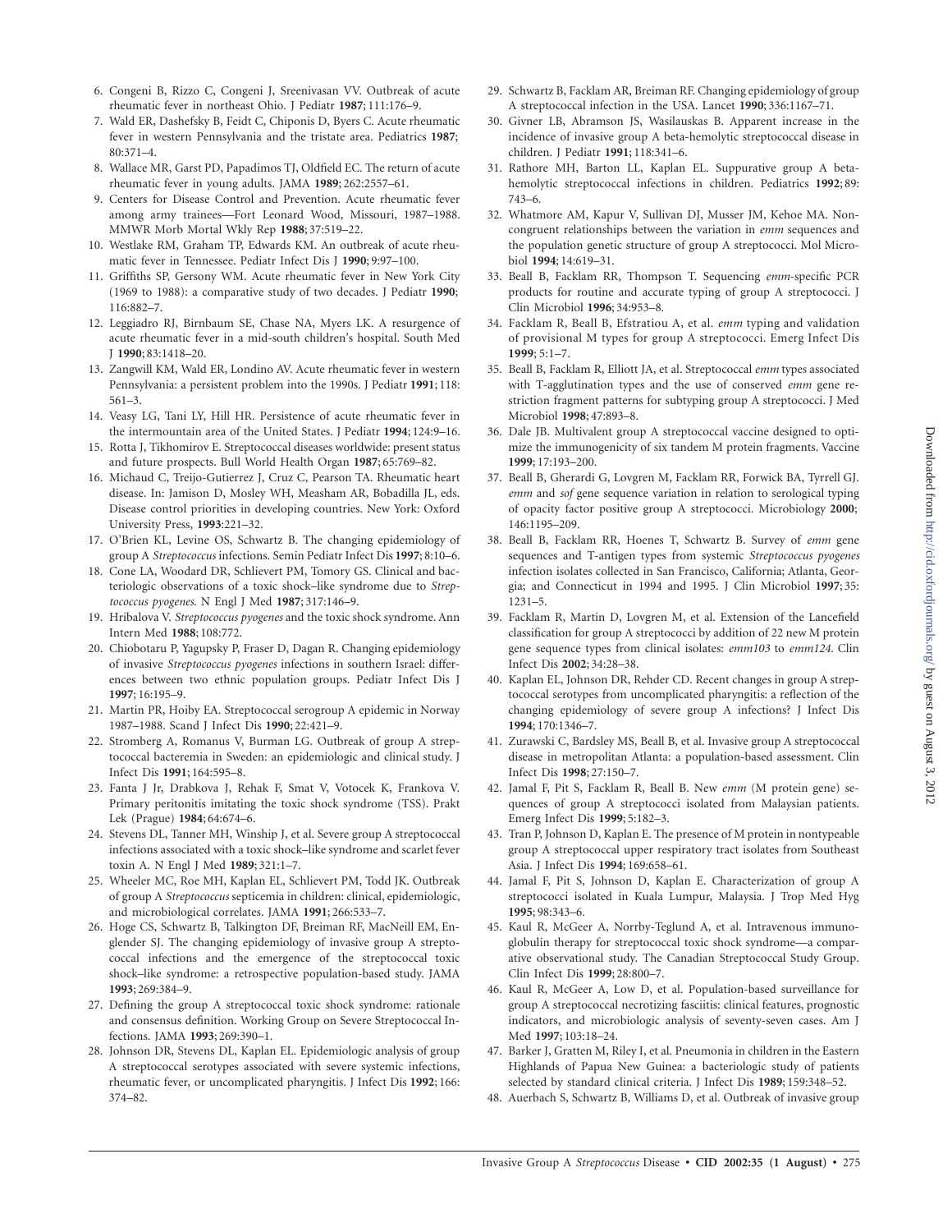6. Congeni B, Rizzo C, Congeni J, Sreenivasan VV. Outbreak of acute rheumatic fever in northeast Ohio. J Pediatr **1987**; 111:176–9.
7. Wald ER, Dashefsky B, Feidt C, Chiponis D, Byers C. Acute rheumatic fever in western Pennsylvania and the tristate area. Pediatrics **1987**; 80:371–4.
8. Wallace MR, Garst PD, Papadimos TJ, Oldfield EC. The return of acute rheumatic fever in young adults. JAMA **1989**; 262:2557–61.
9. Centers for Disease Control and Prevention. Acute rheumatic fever among army trainees—Fort Leonard Wood, Missouri, 1987–1988. MMWR Morb Mortal Wkly Rep **1988**; 37:519–22.
10. Westlake RM, Graham TP, Edwards KM. An outbreak of acute rheumatic fever in Tennessee. Pediatr Infect Dis J **1990**; 9:97–100.
11. Griffiths SP, Gersony WM. Acute rheumatic fever in New York City (1969 to 1988): a comparative study of two decades. J Pediatr **1990**; 116:882–7.
12. Leggiadro RJ, Birnbaum SE, Chase NA, Myers LK. A resurgence of acute rheumatic fever in a mid-south children's hospital. South Med J **1990**; 83:1418–20.
13. Zangwill KM, Wald ER, Londino AV. Acute rheumatic fever in western Pennsylvania: a persistent problem into the 1990s. J Pediatr **1991**; 118: 561–3.
14. Veasy LG, Tani LY, Hill HR. Persistence of acute rheumatic fever in the intermountain area of the United States. J Pediatr **1994**; 124:9–16.
15. Rotta J, Tikhomirov E. Streptococcal diseases worldwide: present status and future prospects. Bull World Health Organ **1987**; 65:769–82.
16. Michaud C, Treijo-Gutierrez J, Cruz C, Pearson TA. Rheumatic heart disease. In: Jamison D, Mosley WH, Measham AR, Bobadilla JL, eds. Disease control priorities in developing countries. New York: Oxford University Press, **1993**:221–32.
17. O'Brien KL, Levine OS, Schwartz B. The changing epidemiology of group A *Streptococcus* infections. Semin Pediatr Infect Dis **1997**; 8:10–6.
18. Cone LA, Woodard DR, Schlievert PM, Tomory GS. Clinical and bacteriologic observations of a toxic shock–like syndrome due to *Streptococcus pyogenes*. N Engl J Med **1987**; 317:146–9.
19. Hribalova V. *Streptococcus pyogenes* and the toxic shock syndrome. Ann Intern Med **1988**; 108:772.
20. Chiobotaru P, Yagupsky P, Fraser D, Dagan R. Changing epidemiology of invasive *Streptococcus pyogenes* infections in southern Israel: differences between two ethnic population groups. Pediatr Infect Dis J **1997**; 16:195–9.
21. Martin PR, Hoiby EA. Streptococcal serogroup A epidemic in Norway 1987–1988. Scand J Infect Dis **1990**; 22:421–9.
22. Stromberg A, Romanus V, Burman LG. Outbreak of group A streptococcal bacteremia in Sweden: an epidemiologic and clinical study. J Infect Dis **1991**; 164:595–8.
23. Fanta J Jr, Drabkova J, Rehak F, Smat V, Votocek K, Frankova V. Primary peritonitis imitating the toxic shock syndrome (TSS). Prakt Lek (Prague) **1984**; 64:674–6.
24. Stevens DL, Tanner MH, Winship J, et al. Severe group A streptococcal infections associated with a toxic shock–like syndrome and scarlet fever toxin A. N Engl J Med **1989**; 321:1–7.
25. Wheeler MC, Roe MH, Kaplan EL, Schlievert PM, Todd JK. Outbreak of group A *Streptococcus* septicemia in children: clinical, epidemiologic, and microbiological correlates. JAMA **1991**; 266:533–7.
26. Hoge CS, Schwartz B, Talkington DF, Breiman RF, MacNeill EM, Englender SJ. The changing epidemiology of invasive group A streptococcal infections and the emergence of the streptococcal toxic shock–like syndrome: a retrospective population-based study. JAMA **1993**; 269:384–9.
27. Defining the group A streptococcal toxic shock syndrome: rationale and consensus definition. Working Group on Severe Streptococcal Infections. JAMA **1993**; 269:390–1.
28. Johnson DR, Stevens DL, Kaplan EL. Epidemiologic analysis of group A streptococcal serotypes associated with severe systemic infections, rheumatic fever, or uncomplicated pharyngitis. J Infect Dis **1992**; 166: 374–82.
29. Schwartz B, Facklam AR, Breiman RF. Changing epidemiology of group A streptococcal infection in the USA. Lancet **1990**; 336:1167–71.
30. Givner LB, Abramson JS, Wasilauskas B. Apparent increase in the incidence of invasive group A beta-hemolytic streptococcal disease in children. J Pediatr **1991**; 118:341–6.
31. Rathore MH, Barton LL, Kaplan EL. Suppurative group A beta-hemolytic streptococcal infections in children. Pediatrics **1992**; 89: 743–6.
32. Whatmore AM, Kapur V, Sullivan DJ, Musser JM, Kehoe MA. Noncongruent relationships between the variation in *emm* sequences and the population genetic structure of group A streptococci. Mol Microbiol **1994**; 14:619–31.
33. Beall B, Facklam RR, Thompson T. Sequencing *emm*-specific PCR products for routine and accurate typing of group A streptococci. J Clin Microbiol **1996**; 34:953–8.
34. Facklam R, Beall B, Efstratiou A, et al. *emm* typing and validation of provisional M types for group A streptococci. Emerg Infect Dis **1999**; 5:1–7.
35. Beall B, Facklam R, Elliott JA, et al. Streptococcal *emm* types associated with T-agglutination types and the use of conserved *emm* gene restriction fragment patterns for subtyping group A streptococci. J Med Microbiol **1998**; 47:893–8.
36. Dale JB. Multivalent group A streptococcal vaccine designed to optimize the immunogenicity of six tandem M protein fragments. Vaccine **1999**; 17:193–200.
37. Beall B, Gherardi G, Lovgren M, Facklam RR, Forwick BA, Tyrrell GJ. *emm* and *sof* gene sequence variation in relation to serological typing of opacity factor positive group A streptococci. Microbiology **2000**; 146:1195–209.
38. Beall B, Facklam RR, Hoenes T, Schwartz B. Survey of *emm* gene sequences and T-antigen types from systemic *Streptococcus pyogenes* infection isolates collected in San Francisco, California; Atlanta, Georgia; and Connecticut in 1994 and 1995. J Clin Microbiol **1997**; 35: 1231–5.
39. Facklam R, Martin D, Lovgren M, et al. Extension of the Lancefield classification for group A streptococci by addition of 22 new M protein gene sequence types from clinical isolates: *emm103* to *emm124*. Clin Infect Dis **2002**; 34:28–38.
40. Kaplan EL, Johnson DR, Rehder CD. Recent changes in group A streptococcal serotypes from uncomplicated pharyngitis: a reflection of the changing epidemiology of severe group A infections? J Infect Dis **1994**; 170:1346–7.
41. Zurawski C, Bardsley MS, Beall B, et al. Invasive group A streptococcal disease in metropolitan Atlanta: a population-based assessment. Clin Infect Dis **1998**; 27:150–7.
42. Jamal F, Pit S, Facklam R, Beall B. New *emm* (M protein gene) sequences of group A streptococci isolated from Malaysian patients. Emerg Infect Dis **1999**; 5:182–3.
43. Tran P, Johnson D, Kaplan E. The presence of M protein in nontypeable group A streptococcal upper respiratory tract isolates from Southeast Asia. J Infect Dis **1994**; 169:658–61.
44. Jamal F, Pit S, Johnson D, Kaplan E. Characterization of group A streptococci isolated in Kuala Lumpur, Malaysia. J Trop Med Hyg **1995**; 98:343–6.
45. Kaul R, McGeer A, Norrby-Teglund A, et al. Intravenous immunoglobulin therapy for streptococcal toxic shock syndrome—a comparative observational study. The Canadian Streptococcal Study Group. Clin Infect Dis **1999**; 28:800–7.
46. Kaul R, McGeer A, Low D, et al. Population-based surveillance for group A streptococcal necrotizing fasciitis: clinical features, prognostic indicators, and microbiologic analysis of seventy-seven cases. Am J Med **1997**; 103:18–24.
47. Barker J, Gratten M, Riley I, et al. Pneumonia in children in the Eastern Highlands of Papua New Guinea: a bacteriologic study of patients selected by standard clinical criteria. J Infect Dis **1989**; 159:348–52.
48. Auerbach S, Schwartz B, Williams D, et al. Outbreak of invasive group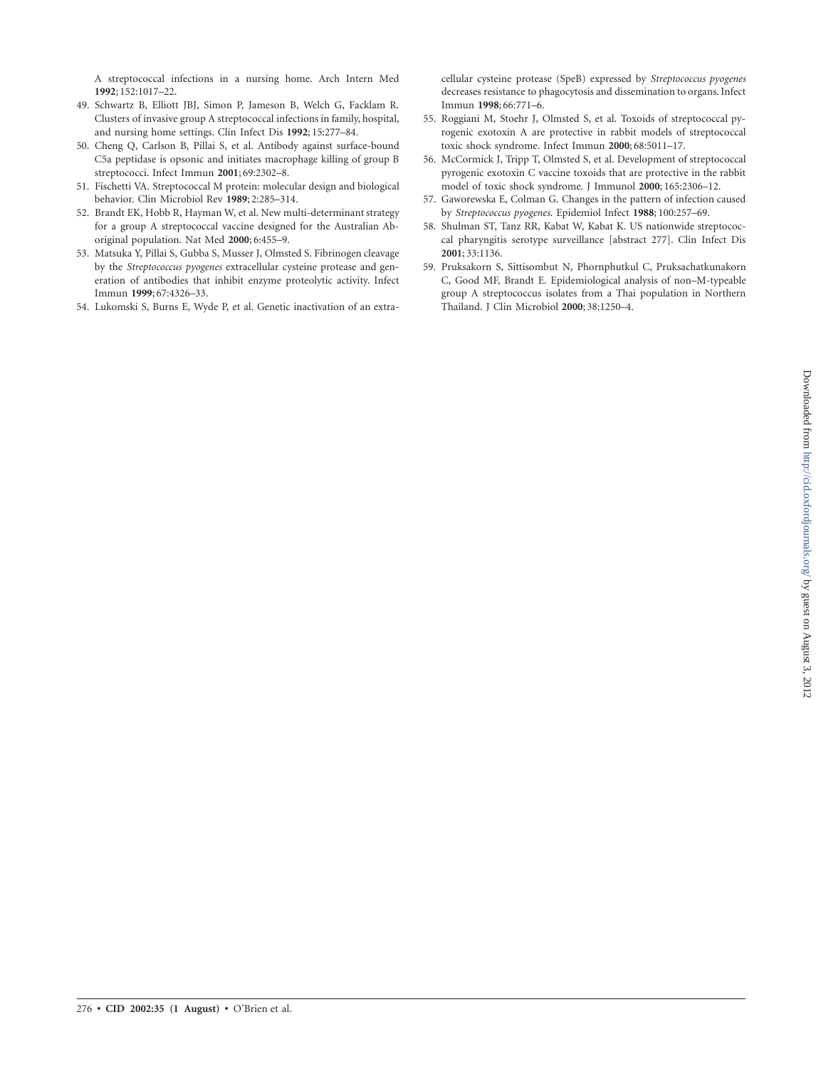A streptococcal infections in a nursing home. Arch Intern Med **1992**; 152:1017–22.

49. Schwartz B, Elliott JBJ, Simon P, Jameson B, Welch G, Facklam R. Clusters of invasive group A streptococcal infections in family, hospital, and nursing home settings. Clin Infect Dis **1992**; 15:277–84.
50. Cheng Q, Carlson B, Pillai S, et al. Antibody against surface-bound C5a peptidase is opsonic and initiates macrophage killing of group B streptococci. Infect Immun **2001**; 69:2302–8.
51. Fischetti VA. Streptococcal M protein: molecular design and biological behavior. Clin Microbiol Rev **1989**; 2:285–314.
52. Brandt EK, Hobb R, Hayman W, et al. New multi-determinant strategy for a group A streptococcal vaccine designed for the Australian Aboriginal population. Nat Med **2000**; 6:455–9.
53. Matsuka Y, Pillai S, Gubba S, Musser J, Olmsted S. Fibrinogen cleavage by the *Streptococcus pyogenes* extracellular cysteine protease and generation of antibodies that inhibit enzyme proteolytic activity. Infect Immun **1999**; 67:4326–33.
54. Lukomski S, Burns E, Wyde P, et al. Genetic inactivation of an extracellular cysteine protease (SpeB) expressed by *Streptococcus pyogenes* decreases resistance to phagocytosis and dissemination to organs. Infect Immun **1998**; 66:771–6.
55. Roggiani M, Stoehr J, Olmsted S, et al. Toxoids of streptococcal pyrogenic exotoxin A are protective in rabbit models of streptococcal toxic shock syndrome. Infect Immun **2000**; 68:5011–17.
56. McCormick J, Tripp T, Olmsted S, et al. Development of streptococcal pyrogenic exotoxin C vaccine toxoids that are protective in the rabbit model of toxic shock syndrome. J Immunol **2000**; 165:2306–12.
57. Gaworewska E, Colman G. Changes in the pattern of infection caused by *Streptococcus pyogenes*. Epidemiol Infect **1988**; 100:257–69.
58. Shulman ST, Tanz RR, Kabat W, Kabat K. US nationwide streptococcal pharyngitis serotype surveillance [abstract 277]. Clin Infect Dis **2001**; 33:1136.
59. Pruksakorn S, Sittisombut N, Phornphutkul C, Pruksachatkunakorn C, Good MF, Brandt E. Epidemiological analysis of non–M-typeable group A streptococcus isolates from a Thai population in Northern Thailand. J Clin Microbiol **2000**; 38:1250–4.